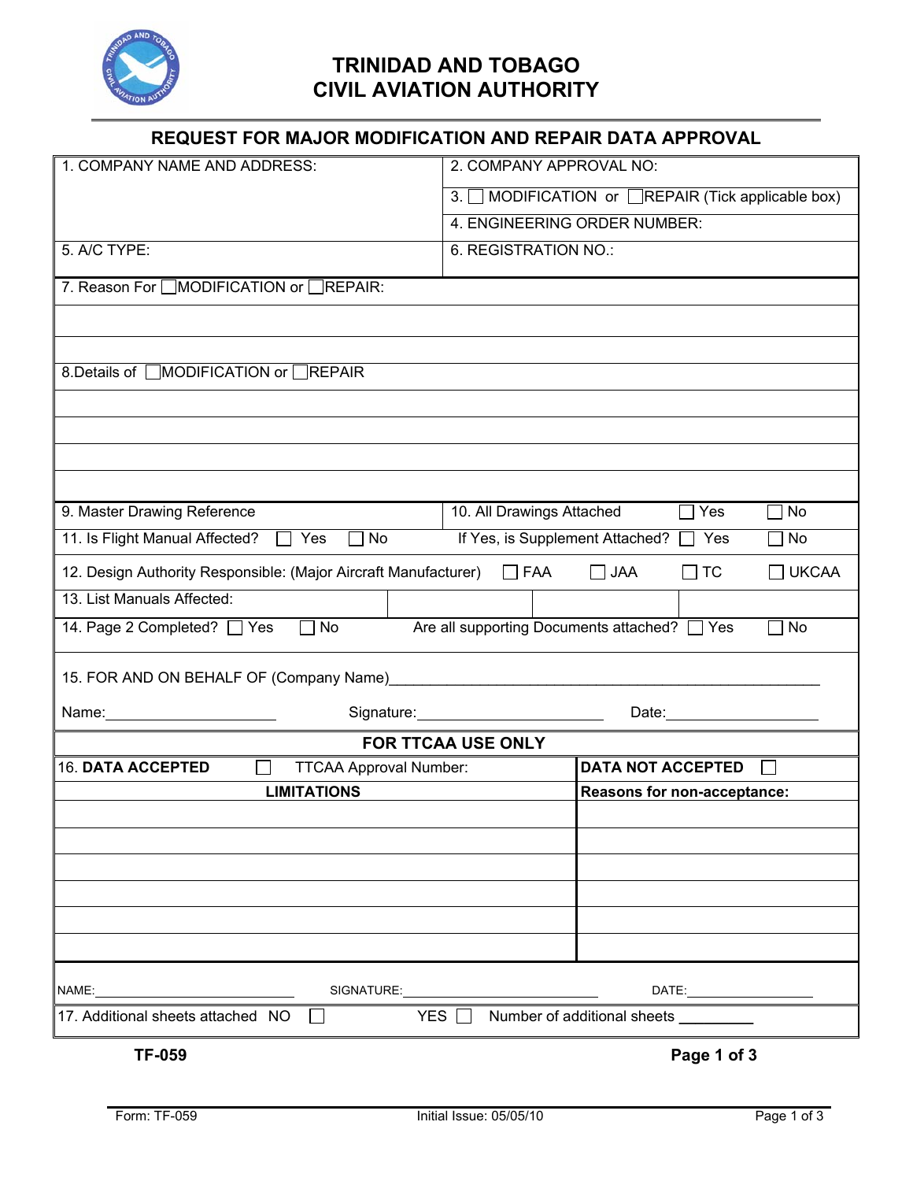# TRINIDAD AND TOBAGO CIVIL AVIATION AUTHORITY

## REQUEST FOR MAJOR MODIFICATION AND REPAIR DATA APPROVAL

| | |
|---|---|
| 1. COMPANY NAME AND ADDRESS: | 2. COMPANY APPROVAL NO: |
| | 3. ☐ MODIFICATION or ☐ REPAIR (Tick applicable box) |
| | 4. ENGINEERING ORDER NUMBER: |
| 5. A/C TYPE: | 6. REGISTRATION NO.: |

7. Reason For ☐ MODIFICATION or ☐ REPAIR:

8. Details of ☐ MODIFICATION or ☐ REPAIR

| | |
|---|---|
| 9. Master Drawing Reference | 10. All Drawings Attached ☐ Yes ☐ No |
| 11. Is Flight Manual Affected? ☐ Yes ☐ No | If Yes, is Supplement Attached? ☐ Yes ☐ No |

12. Design Authority Responsible: (Major Aircraft Manufacturer) ☐ FAA ☐ JAA ☐ TC ☐ UKCAA

| 13. List Manuals Affected: | | | |
|---|---|---|---|

14. Page 2 Completed? ☐ Yes ☐ No   Are all supporting Documents attached? ☐ Yes ☐ No

15. FOR AND ON BEHALF OF (Company Name)______________________________

Name:____________________ Signature:____________________ Date:____________________

### FOR TTCAA USE ONLY

| 16. **DATA ACCEPTED** ☐ TTCAA Approval Number: | **DATA NOT ACCEPTED** ☐ |
|---|---|
| **LIMITATIONS** | **Reasons for non-acceptance:** |
| | |
| | |
| | |
| | |
| | |
| | |

NAME:____________________ SIGNATURE:____________________ DATE:____________________

17. Additional sheets attached NO ☐ YES ☐ Number of additional sheets _________

**TF-059**

Form: TF-059    Initial Issue: 05/05/10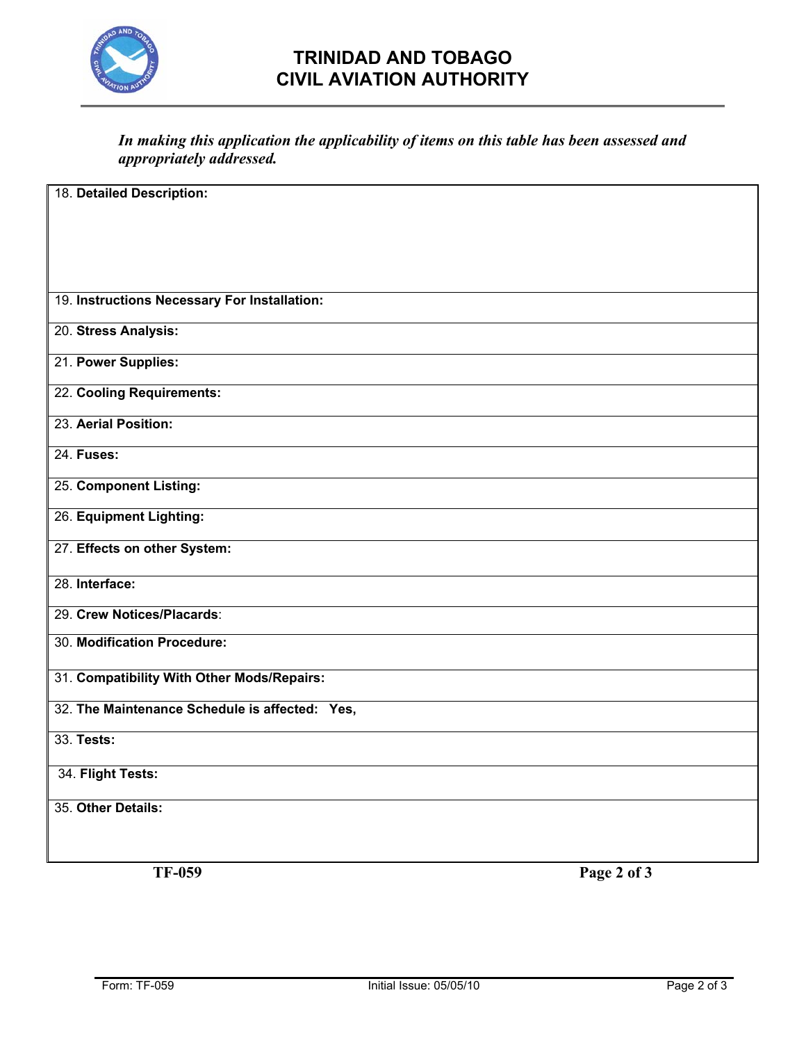# TRINIDAD AND TOBAGO
# CIVIL AVIATION AUTHORITY

***In making this application the applicability of items on this table has been assessed and appropriately addressed.***

| |
|---|
| 18. **Detailed Description:** |
| 19. **Instructions Necessary For Installation:** |
| 20. **Stress Analysis:** |
| 21. **Power Supplies:** |
| 22. **Cooling Requirements:** |
| 23. **Aerial Position:** |
| 24. **Fuses:** |
| 25. **Component Listing:** |
| 26. **Equipment Lighting:** |
| 27. **Effects on other System:** |
| 28. **Interface:** |
| 29. **Crew Notices/Placards**: |
| 30. **Modification Procedure:** |
| 31. **Compatibility With Other Mods/Repairs:** |
| 32. **The Maintenance Schedule is affected: Yes,** |
| 33. **Tests:** |
| 34. **Flight Tests:** |
| 35. **Other Details:** |

**TF-059**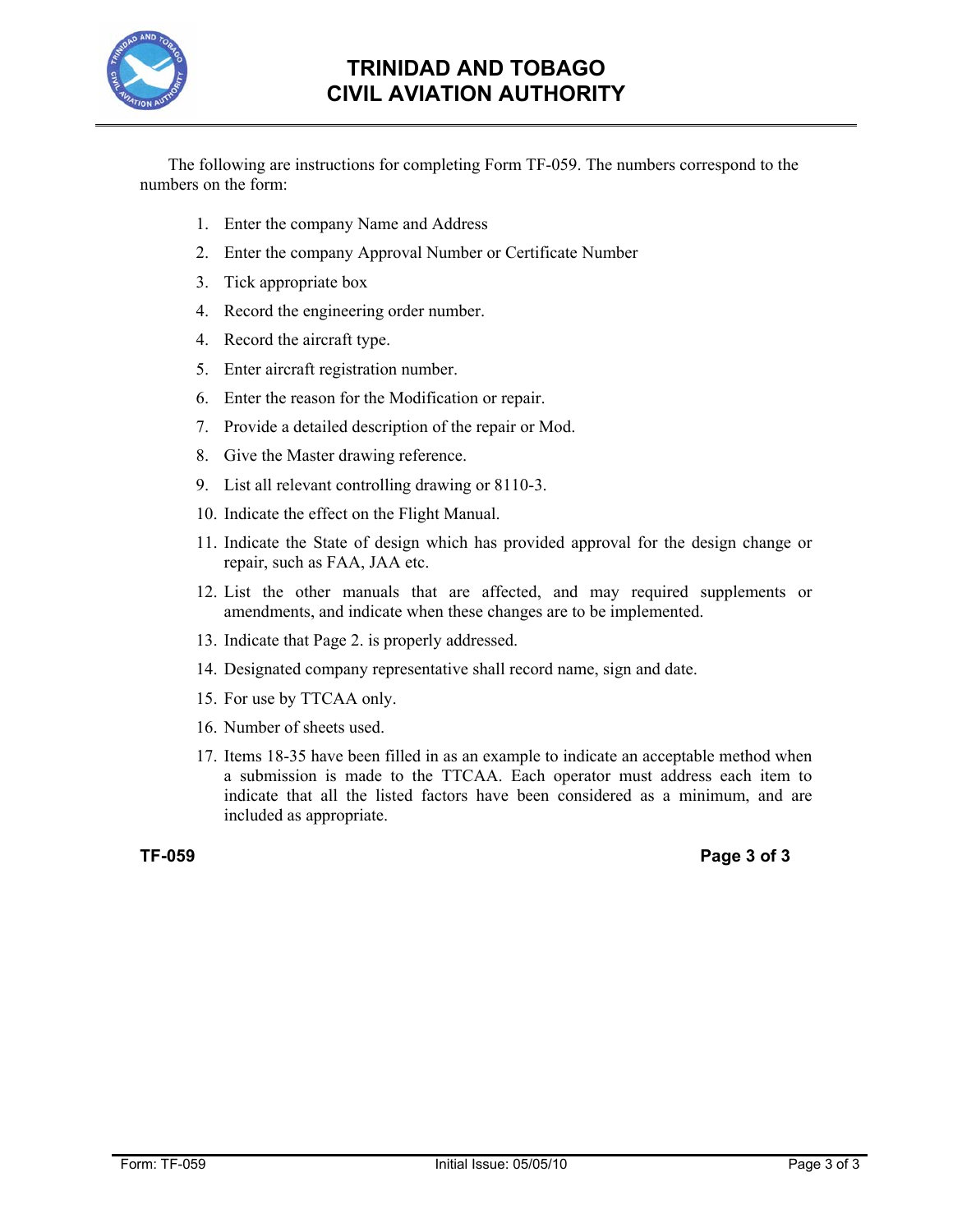# TRINIDAD AND TOBAGO CIVIL AVIATION AUTHORITY

The following are instructions for completing Form TF-059. The numbers correspond to the numbers on the form:

1. Enter the company Name and Address
2. Enter the company Approval Number or Certificate Number
3. Tick appropriate box
4. Record the engineering order number.
4. Record the aircraft type.
5. Enter aircraft registration number.
6. Enter the reason for the Modification or repair.
7. Provide a detailed description of the repair or Mod.
8. Give the Master drawing reference.
9. List all relevant controlling drawing or 8110-3.
10. Indicate the effect on the Flight Manual.
11. Indicate the State of design which has provided approval for the design change or repair, such as FAA, JAA etc.
12. List the other manuals that are affected, and may required supplements or amendments, and indicate when these changes are to be implemented.
13. Indicate that Page 2. is properly addressed.
14. Designated company representative shall record name, sign and date.
15. For use by TTCAA only.
16. Number of sheets used.
17. Items 18-35 have been filled in as an example to indicate an acceptable method when a submission is made to the TTCAA. Each operator must address each item to indicate that all the listed factors have been considered as a minimum, and are included as appropriate.

**TF-059** **Page 3 of 3**